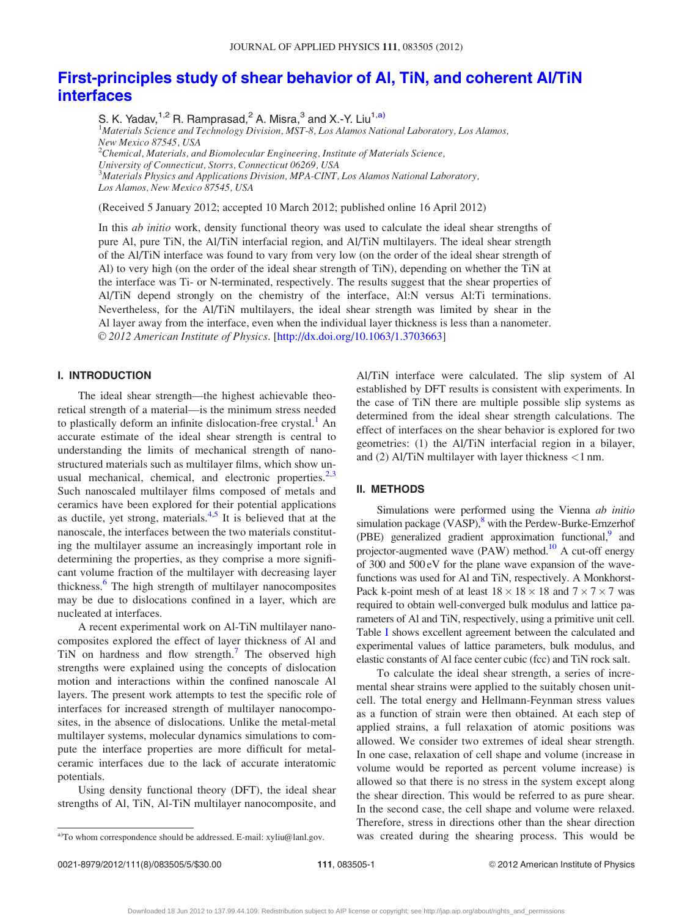# First-principles study of shear behavior of Al, TiN, and coherent Al/TiN interfaces

S. K. Yadav,[1,2] R. Ramprasad,[2] A. Misra,[3] and X.-Y. Liu[1,a)]

[1]*Materials Science and Technology Division, MST-8, Los Alamos National Laboratory, Los Alamos, New Mexico 87545, USA*
[2]*Chemical, Materials, and Biomolecular Engineering, Institute of Materials Science, University of Connecticut, Storrs, Connecticut 06269, USA*
[3]*Materials Physics and Applications Division, MPA-CINT, Los Alamos National Laboratory, Los Alamos, New Mexico 87545, USA*

(Received 5 January 2012; accepted 10 March 2012; published online 16 April 2012)

In this *ab initio* work, density functional theory was used to calculate the ideal shear strengths of pure Al, pure TiN, the Al/TiN interfacial region, and Al/TiN multilayers. The ideal shear strength of the Al/TiN interface was found to vary from very low (on the order of the ideal shear strength of Al) to very high (on the order of the ideal shear strength of TiN), depending on whether the TiN at the interface was Ti- or N-terminated, respectively. The results suggest that the shear properties of Al/TiN depend strongly on the chemistry of the interface, Al:N versus Al:Ti terminations. Nevertheless, for the Al/TiN multilayers, the ideal shear strength was limited by shear in the Al layer away from the interface, even when the individual layer thickness is less than a nanometer. © *2012 American Institute of Physics*. [http://dx.doi.org/10.1063/1.3703663]

## I. INTRODUCTION

The ideal shear strength—the highest achievable theoretical strength of a material—is the minimum stress needed to plastically deform an infinite dislocation-free crystal.[1] An accurate estimate of the ideal shear strength is central to understanding the limits of mechanical strength of nanostructured materials such as multilayer films, which show unusual mechanical, chemical, and electronic properties.[2,3] Such nanoscaled multilayer films composed of metals and ceramics have been explored for their potential applications as ductile, yet strong, materials.[4,5] It is believed that at the nanoscale, the interfaces between the two materials constituting the multilayer assume an increasingly important role in determining the properties, as they comprise a more significant volume fraction of the multilayer with decreasing layer thickness.[6] The high strength of multilayer nanocomposites may be due to dislocations confined in a layer, which are nucleated at interfaces.

A recent experimental work on Al-TiN multilayer nanocomposites explored the effect of layer thickness of Al and TiN on hardness and flow strength.[7] The observed high strengths were explained using the concepts of dislocation motion and interactions within the confined nanoscale Al layers. The present work attempts to test the specific role of interfaces for increased strength of multilayer nanocomposites, in the absence of dislocations. Unlike the metal-metal multilayer systems, molecular dynamics simulations to compute the interface properties are more difficult for metal-ceramic interfaces due to the lack of accurate interatomic potentials.

Using density functional theory (DFT), the ideal shear strengths of Al, TiN, Al-TiN multilayer nanocomposite, and Al/TiN interface were calculated. The slip system of Al established by DFT results is consistent with experiments. In the case of TiN there are multiple possible slip systems as determined from the ideal shear strength calculations. The effect of interfaces on the shear behavior is explored for two geometries: (1) the Al/TiN interfacial region in a bilayer, and (2) Al/TiN multilayer with layer thickness <1 nm.

## II. METHODS

Simulations were performed using the Vienna *ab initio* simulation package (VASP),[8] with the Perdew-Burke-Ernzerhof (PBE) generalized gradient approximation functional,[9] and projector-augmented wave (PAW) method.[10] A cut-off energy of 300 and 500 eV for the plane wave expansion of the wavefunctions was used for Al and TiN, respectively. A Monkhorst-Pack k-point mesh of at least $18 \times 18 \times 18$ and $7 \times 7 \times 7$ was required to obtain well-converged bulk modulus and lattice parameters of Al and TiN, respectively, using a primitive unit cell. Table I shows excellent agreement between the calculated and experimental values of lattice parameters, bulk modulus, and elastic constants of Al face center cubic (fcc) and TiN rock salt.

To calculate the ideal shear strength, a series of incremental shear strains were applied to the suitably chosen unitcell. The total energy and Hellmann-Feynman stress values as a function of strain were then obtained. At each step of applied strains, a full relaxation of atomic positions was allowed. We consider two extremes of ideal shear strength. In one case, relaxation of cell shape and volume (increase in volume would be reported as percent volume increase) is allowed so that there is no stress in the system except along the shear direction. This would be referred to as pure shear. In the second case, the cell shape and volume were relaxed. Therefore, stress in directions other than the shear direction was created during the shearing process. This would be

[a)]To whom correspondence should be addressed. E-mail: xyliu@lanl.gov.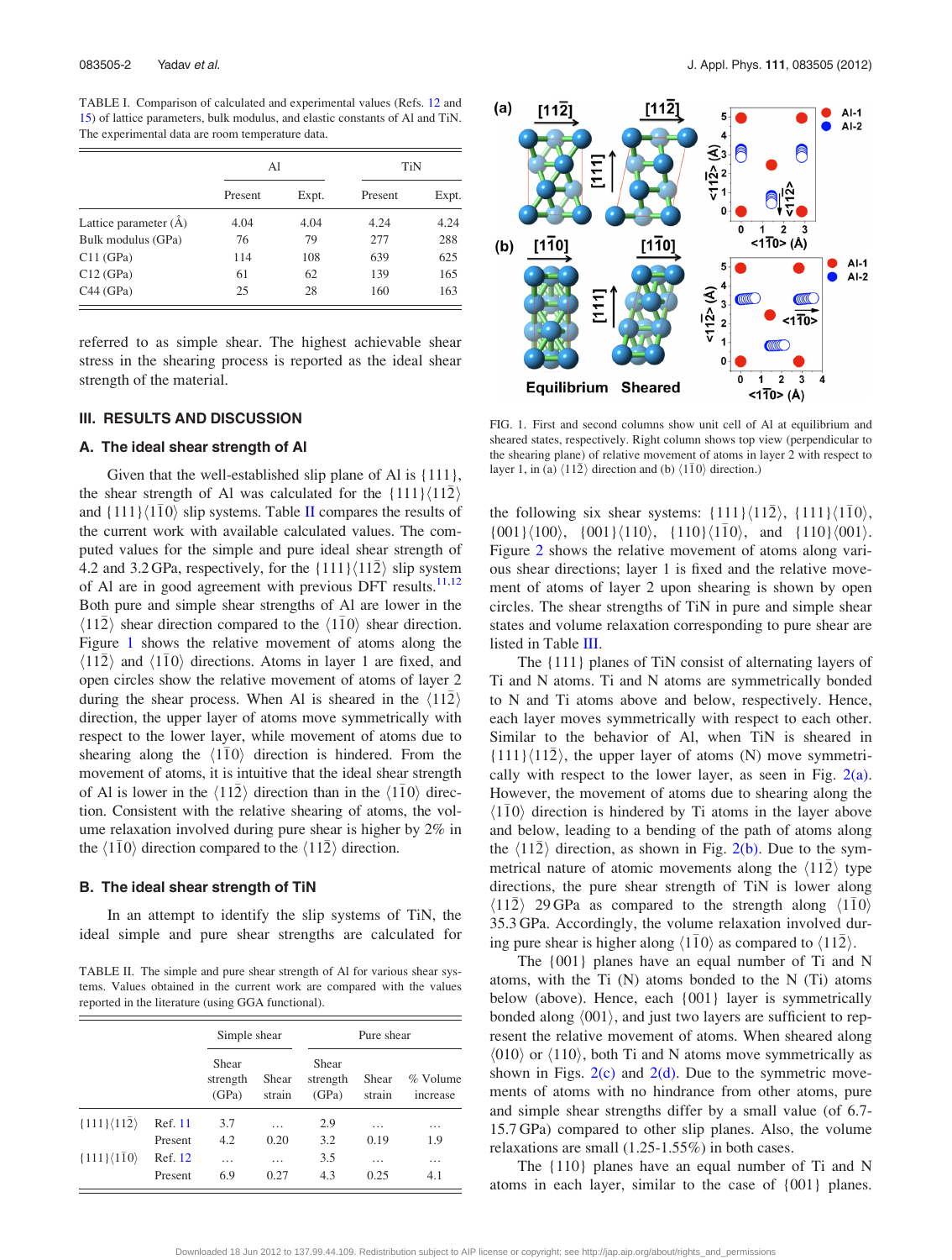TABLE I. Comparison of calculated and experimental values (Refs. 12 and 15) of lattice parameters, bulk modulus, and elastic constants of Al and TiN. The experimental data are room temperature data.

| | Al | | TiN | |
|---|---|---|---|---|
| | Present | Expt. | Present | Expt. |
| Lattice parameter (Å) | 4.04 | 4.04 | 4.24 | 4.24 |
| Bulk modulus (GPa) | 76 | 79 | 277 | 288 |
| C11 (GPa) | 114 | 108 | 639 | 625 |
| C12 (GPa) | 61 | 62 | 139 | 165 |
| C44 (GPa) | 25 | 28 | 160 | 163 |

referred to as simple shear. The highest achievable shear stress in the shearing process is reported as the ideal shear strength of the material.

## III. RESULTS AND DISCUSSION

### A. The ideal shear strength of Al

Given that the well-established slip plane of Al is $\{111\}$, the shear strength of Al was calculated for the $\{111\}\langle 11\bar{2}\rangle$ and $\{111\}\langle 1\bar{1}0\rangle$ slip systems. Table II compares the results of the current work with available calculated values. The computed values for the simple and pure ideal shear strength of 4.2 and 3.2 GPa, respectively, for the $\{111\}\langle 11\bar{2}\rangle$ slip system of Al are in good agreement with previous DFT results.[11,12] Both pure and simple shear strengths of Al are lower in the $\langle 11\bar{2}\rangle$ shear direction compared to the $\langle 1\bar{1}0\rangle$ shear direction. Figure 1 shows the relative movement of atoms along the $\langle 11\bar{2}\rangle$ and $\langle 1\bar{1}0\rangle$ directions. Atoms in layer 1 are fixed, and open circles show the relative movement of atoms of layer 2 during the shear process. When Al is sheared in the $\langle 11\bar{2}\rangle$ direction, the upper layer of atoms move symmetrically with respect to the lower layer, while movement of atoms due to shearing along the $\langle 1\bar{1}0\rangle$ direction is hindered. From the movement of atoms, it is intuitive that the ideal shear strength of Al is lower in the $\langle 11\bar{2}\rangle$ direction than in the $\langle 1\bar{1}0\rangle$ direction. Consistent with the relative shearing of atoms, the volume relaxation involved during pure shear is higher by 2% in the $\langle 1\bar{1}0\rangle$ direction compared to the $\langle 11\bar{2}\rangle$ direction.

### B. The ideal shear strength of TiN

In an attempt to identify the slip systems of TiN, the ideal simple and pure shear strengths are calculated for the following six shear systems: $\{111\}\langle 11\bar{2}\rangle$, $\{111\}\langle 1\bar{1}0\rangle$, $\{001\}\langle 100\rangle$, $\{001\}\langle 110\rangle$, $\{110\}\langle 1\bar{1}0\rangle$, and $\{110\}\langle 001\rangle$. Figure 2 shows the relative movement of atoms along various shear directions; layer 1 is fixed and the relative movement of atoms of layer 2 upon shearing is shown by open circles. The shear strengths of TiN in pure and simple shear states and volume relaxation corresponding to pure shear are listed in Table III.

The $\{111\}$ planes of TiN consist of alternating layers of Ti and N atoms. Ti and N atoms are symmetrically bonded to N and Ti atoms above and below, respectively. Hence, each layer moves symmetrically with respect to each other. Similar to the behavior of Al, when TiN is sheared in $\{111\}\langle 11\bar{2}\rangle$, the upper layer of atoms (N) move symmetrically with respect to the lower layer, as seen in Fig. 2(a). However, the movement of atoms due to shearing along the $\langle 1\bar{1}0\rangle$ direction is hindered by Ti atoms in the layer above and below, leading to a bending of the path of atoms along the $\langle 11\bar{2}\rangle$ direction, as shown in Fig. 2(b). Due to the symmetrical nature of atomic movements along the $\langle 11\bar{2}\rangle$ type directions, the pure shear strength of TiN is lower along $\langle 11\bar{2}\rangle$ 29 GPa as compared to the strength along $\langle 1\bar{1}0\rangle$ 35.3 GPa. Accordingly, the volume relaxation involved during pure shear is higher along $\langle 1\bar{1}0\rangle$ as compared to $\langle 11\bar{2}\rangle$.

The $\{001\}$ planes have an equal number of Ti and N atoms, with the Ti (N) atoms bonded to the N (Ti) atoms below (above). Hence, each $\{001\}$ layer is symmetrically bonded along $\langle 001\rangle$, and just two layers are sufficient to represent the relative movement of atoms. When sheared along $\langle 010\rangle$ or $\langle 110\rangle$, both Ti and N atoms move symmetrically as shown in Figs. 2(c) and 2(d). Due to the symmetric movements of atoms with no hindrance from other atoms, pure and simple shear strengths differ by a small value (of 6.7-15.7 GPa) compared to other slip planes. Also, the volume relaxations are small (1.25-1.55%) in both cases.

The $\{110\}$ planes have an equal number of Ti and N atoms in each layer, similar to the case of $\{001\}$ planes.

TABLE II. The simple and pure shear strength of Al for various shear systems. Values obtained in the current work are compared with the values reported in the literature (using GGA functional).

| | | Simple shear | | Pure shear | | |
|---|---|---|---|---|---|---|
| | | Shear strength (GPa) | Shear strain | Shear strength (GPa) | Shear strain | % Volume increase |
| $\{111\}\langle 11\bar{2}\rangle$ | Ref. 11 | 3.7 | … | 2.9 | … | … |
| | Present | 4.2 | 0.20 | 3.2 | 0.19 | 1.9 |
| $\{111\}\langle 1\bar{1}0\rangle$ | Ref. 12 | … | … | 3.5 | … | … |
| | Present | 6.9 | 0.27 | 4.3 | 0.25 | 4.1 |

FIG. 1. First and second columns show unit cell of Al at equilibrium and sheared states, respectively. Right column shows top view (perpendicular to the shearing plane) of relative movement of atoms in layer 2 with respect to layer 1, in (a) $\langle 11\bar{2}\rangle$ direction and (b) $\langle 1\bar{1}0\rangle$ direction.)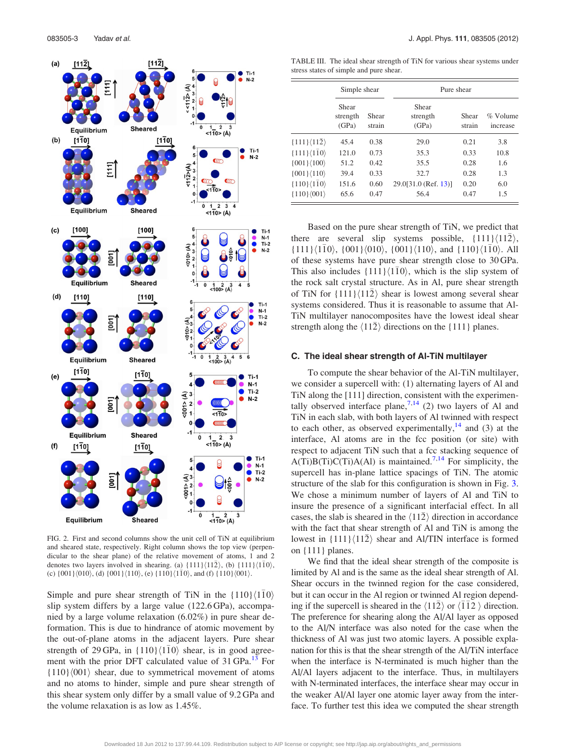FIG. 2. First and second columns show the unit cell of TiN at equilibrium and sheared state, respectively. Right column shows the top view (perpendicular to the shear plane) of the relative movement of atoms, 1 and 2 denotes two layers involved in shearing. (a) $\{111\}\langle 11\bar{2}\rangle$, (b) $\{111\}\langle 1\bar{1}0\rangle$, (c) $\{001\}\langle 010\rangle$, (d) $\{001\}\langle 110\rangle$, (e) $\{110\}\langle 1\bar{1}0\rangle$, and (f) $\{110\}\langle 001\rangle$.

Simple and pure shear strength of TiN in the $\{110\}\langle 1\bar{1}0\rangle$ slip system differs by a large value (122.6 GPa), accompanied by a large volume relaxation (6.02%) in pure shear deformation. This is due to hindrance of atomic movement by the out-of-plane atoms in the adjacent layers. Pure shear strength of 29 GPa, in $\{110\}\langle 1\bar{1}0\rangle$ shear, is in good agreement with the prior DFT calculated value of 31 GPa.[13] For $\{110\}\langle 001\rangle$ shear, due to symmetrical movement of atoms and no atoms to hinder, simple and pure shear strength of this shear system only differ by a small value of 9.2 GPa and the volume relaxation is as low as 1.45%.

TABLE III. The ideal shear strength of TiN for various shear systems under stress states of simple and pure shear.

| | Simple shear | | Pure shear | | |
|---|---|---|---|---|---|
| | Shear strength (GPa) | Shear strain | Shear strength (GPa) | Shear strain | % Volume increase |
| $\{111\}\langle 11\bar{2}\rangle$ | 45.4 | 0.38 | 29.0 | 0.21 | 3.8 |
| $\{111\}\langle 1\bar{1}0\rangle$ | 121.0 | 0.73 | 35.3 | 0.33 | 10.8 |
| $\{001\}\langle 100\rangle$ | 51.2 | 0.42 | 35.5 | 0.28 | 1.6 |
| $\{001\}\langle 110\rangle$ | 39.4 | 0.33 | 32.7 | 0.28 | 1.3 |
| $\{110\}\langle 1\bar{1}0\rangle$ | 151.6 | 0.60 | 29.0[31.0 (Ref. 13)] | 0.20 | 6.0 |
| $\{110\}\langle 001\rangle$ | 65.6 | 0.47 | 56.4 | 0.47 | 1.5 |

Based on the pure shear strength of TiN, we predict that there are several slip systems possible, $\{111\}\langle 11\bar{2}\rangle$, $\{111\}\langle 1\bar{1}0\rangle$, $\{001\}\langle 010\rangle$, $\{001\}\langle 110\rangle$, and $\{110\}\langle 1\bar{1}0\rangle$. All of these systems have pure shear strength close to 30 GPa. This also includes $\{111\}\langle 1\bar{1}0\rangle$, which is the slip system of the rock salt crystal structure. As in Al, pure shear strength of TiN for $\{111\}\langle 11\bar{2}\rangle$ shear is lowest among several shear systems considered. Thus it is reasonable to assume that Al-TiN multilayer nanocomposites have the lowest ideal shear strength along the $\langle 11\bar{2}\rangle$ directions on the $\{111\}$ planes.

## C. The ideal shear strength of Al-TiN multilayer

To compute the shear behavior of the Al-TiN multilayer, we consider a supercell with: (1) alternating layers of Al and TiN along the [111] direction, consistent with the experimentally observed interface plane,[7,14] (2) two layers of Al and TiN in each slab, with both layers of Al twinned with respect to each other, as observed experimentally,[14] and (3) at the interface, Al atoms are in the fcc position (or site) with respect to adjacent TiN such that a fcc stacking sequence of A(Ti)B(Ti)C(Ti)A(Al) is maintained.[7,14] For simplicity, the supercell has in-plane lattice spacings of TiN. The atomic structure of the slab for this configuration is shown in Fig. 3. We chose a minimum number of layers of Al and TiN to insure the presence of a significant interfacial effect. In all cases, the slab is sheared in the $\langle 11\bar{2}\rangle$ direction in accordance with the fact that shear strength of Al and TiN is among the lowest in $\{111\}\langle 11\bar{2}\rangle$ shear and Al/TIN interface is formed on $\{111\}$ planes.

We find that the ideal shear strength of the composite is limited by Al and is the same as the ideal shear strength of Al. Shear occurs in the twinned region for the case considered, but it can occur in the Al region or twinned Al region depending if the supercell is sheared in the $\langle 11\bar{2}\rangle$ or $\langle \bar{1}12\rangle$ direction. The preference for shearing along the Al/Al layer as opposed to the Al/N interface was also noted for the case when the thickness of Al was just two atomic layers. A possible explanation for this is that the shear strength of the Al/TiN interface when the interface is N-terminated is much higher than the Al/Al layers adjacent to the interface. Thus, in multilayers with N-terminated interfaces, the interface shear may occur in the weaker Al/Al layer one atomic layer away from the interface. To further test this idea we computed the shear strength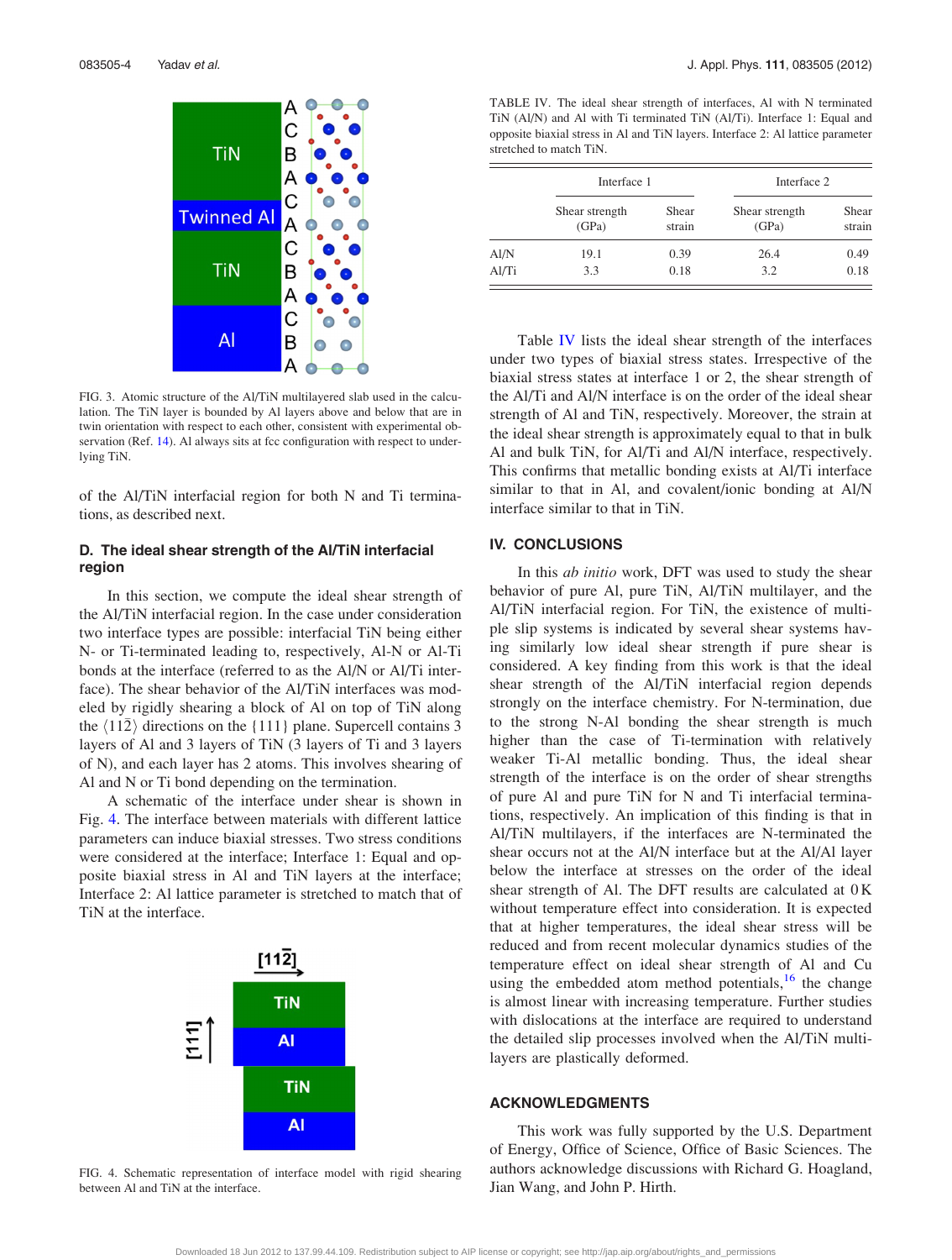FIG. 3. Atomic structure of the Al/TiN multilayered slab used in the calculation. The TiN layer is bounded by Al layers above and below that are in twin orientation with respect to each other, consistent with experimental observation (Ref. 14). Al always sits at fcc configuration with respect to underlying TiN.

of the Al/TiN interfacial region for both N and Ti terminations, as described next.

### D. The ideal shear strength of the Al/TiN interfacial region

In this section, we compute the ideal shear strength of the Al/TiN interfacial region. In the case under consideration two interface types are possible: interfacial TiN being either N- or Ti-terminated leading to, respectively, Al-N or Al-Ti bonds at the interface (referred to as the Al/N or Al/Ti interface). The shear behavior of the Al/TiN interfaces was modeled by rigidly shearing a block of Al on top of TiN along the $\langle 11\bar{2}\rangle$ directions on the $\{111\}$ plane. Supercell contains 3 layers of Al and 3 layers of TiN (3 layers of Ti and 3 layers of N), and each layer has 2 atoms. This involves shearing of Al and N or Ti bond depending on the termination.

A schematic of the interface under shear is shown in Fig. 4. The interface between materials with different lattice parameters can induce biaxial stresses. Two stress conditions were considered at the interface; Interface 1: Equal and opposite biaxial stress in Al and TiN layers at the interface; Interface 2: Al lattice parameter is stretched to match that of TiN at the interface.

FIG. 4. Schematic representation of interface model with rigid shearing between Al and TiN at the interface.

TABLE IV. The ideal shear strength of interfaces, Al with N terminated TiN (Al/N) and Al with Ti terminated TiN (Al/Ti). Interface 1: Equal and opposite biaxial stress in Al and TiN layers. Interface 2: Al lattice parameter stretched to match TiN.

| | Interface 1 | | Interface 2 | |
|---|---|---|---|---|
| | Shear strength (GPa) | Shear strain | Shear strength (GPa) | Shear strain |
| Al/N | 19.1 | 0.39 | 26.4 | 0.49 |
| Al/Ti | 3.3 | 0.18 | 3.2 | 0.18 |

Table IV lists the ideal shear strength of the interfaces under two types of biaxial stress states. Irrespective of the biaxial stress states at interface 1 or 2, the shear strength of the Al/Ti and Al/N interface is on the order of the ideal shear strength of Al and TiN, respectively. Moreover, the strain at the ideal shear strength is approximately equal to that in bulk Al and bulk TiN, for Al/Ti and Al/N interface, respectively. This confirms that metallic bonding exists at Al/Ti interface similar to that in Al, and covalent/ionic bonding at Al/N interface similar to that in TiN.

## IV. CONCLUSIONS

In this *ab initio* work, DFT was used to study the shear behavior of pure Al, pure TiN, Al/TiN multilayer, and the Al/TiN interfacial region. For TiN, the existence of multiple slip systems is indicated by several shear systems having similarly low ideal shear strength if pure shear is considered. A key finding from this work is that the ideal shear strength of the Al/TiN interfacial region depends strongly on the interface chemistry. For N-termination, due to the strong N-Al bonding the shear strength is much higher than the case of Ti-termination with relatively weaker Ti-Al metallic bonding. Thus, the ideal shear strength of the interface is on the order of shear strengths of pure Al and pure TiN for N and Ti interfacial terminations, respectively. An implication of this finding is that in Al/TiN multilayers, if the interfaces are N-terminated the shear occurs not at the Al/N interface but at the Al/Al layer below the interface at stresses on the order of the ideal shear strength of Al. The DFT results are calculated at 0 K without temperature effect into consideration. It is expected that at higher temperatures, the ideal shear stress will be reduced and from recent molecular dynamics studies of the temperature effect on ideal shear strength of Al and Cu using the embedded atom method potentials,[16] the change is almost linear with increasing temperature. Further studies with dislocations at the interface are required to understand the detailed slip processes involved when the Al/TiN multilayers are plastically deformed.

## ACKNOWLEDGMENTS

This work was fully supported by the U.S. Department of Energy, Office of Science, Office of Basic Sciences. The authors acknowledge discussions with Richard G. Hoagland, Jian Wang, and John P. Hirth.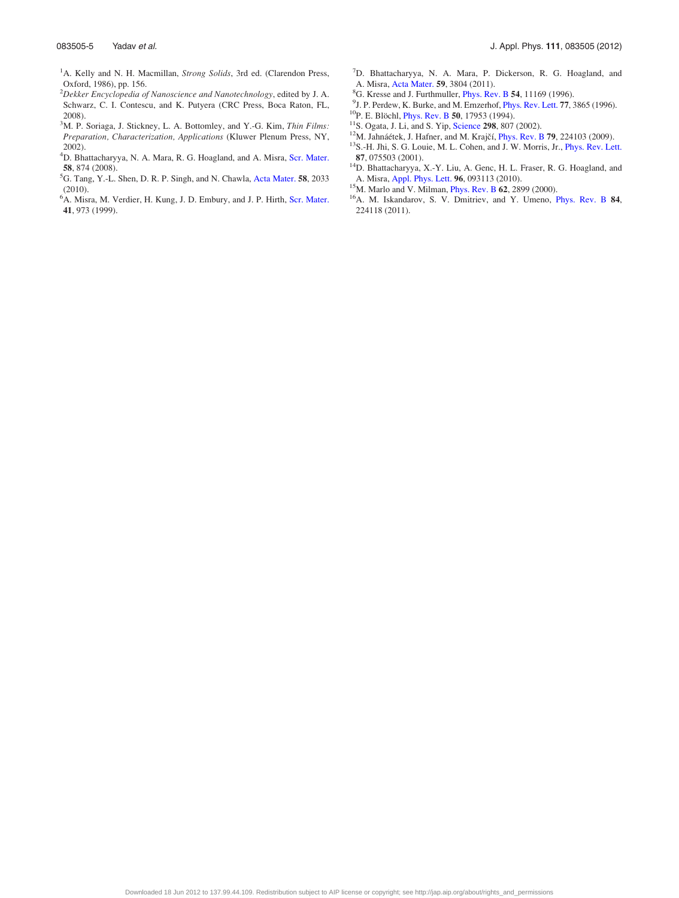[1]A. Kelly and N. H. Macmillan, *Strong Solids*, 3rd ed. (Clarendon Press, Oxford, 1986), pp. 156.

[2]*Dekker Encyclopedia of Nanoscience and Nanotechnology*, edited by J. A. Schwarz, C. I. Contescu, and K. Putyera (CRC Press, Boca Raton, FL, 2008).

[3]M. P. Soriaga, J. Stickney, L. A. Bottomley, and Y.-G. Kim, *Thin Films: Preparation, Characterization, Applications* (Kluwer Plenum Press, NY, 2002).

[4]D. Bhattacharyya, N. A. Mara, R. G. Hoagland, and A. Misra, Scr. Mater. **58**, 874 (2008).

[5]G. Tang, Y.-L. Shen, D. R. P. Singh, and N. Chawla, Acta Mater. **58**, 2033 (2010).

[6]A. Misra, M. Verdier, H. Kung, J. D. Embury, and J. P. Hirth, Scr. Mater. **41**, 973 (1999).

[7]D. Bhattacharyya, N. A. Mara, P. Dickerson, R. G. Hoagland, and A. Misra, Acta Mater. **59**, 3804 (2011).

[8]G. Kresse and J. Furthmuller, Phys. Rev. B **54**, 11169 (1996).

[9]J. P. Perdew, K. Burke, and M. Ernzerhof, Phys. Rev. Lett. **77**, 3865 (1996).

[10]P. E. Blöchl, Phys. Rev. B **50**, 17953 (1994).

[11]S. Ogata, J. Li, and S. Yip, Science **298**, 807 (2002).

[12]M. Jahnáétek, J. Hafner, and M. Krajčí, Phys. Rev. B **79**, 224103 (2009).

[13]S.-H. Jhi, S. G. Louie, M. L. Cohen, and J. W. Morris, Jr., Phys. Rev. Lett. **87**, 075503 (2001).

[14]D. Bhattacharyya, X.-Y. Liu, A. Genc, H. L. Fraser, R. G. Hoagland, and A. Misra, Appl. Phys. Lett. **96**, 093113 (2010).

[15]M. Marlo and V. Milman, Phys. Rev. B **62**, 2899 (2000).

[16]A. M. Iskandarov, S. V. Dmitriev, and Y. Umeno, Phys. Rev. B **84**, 224118 (2011).